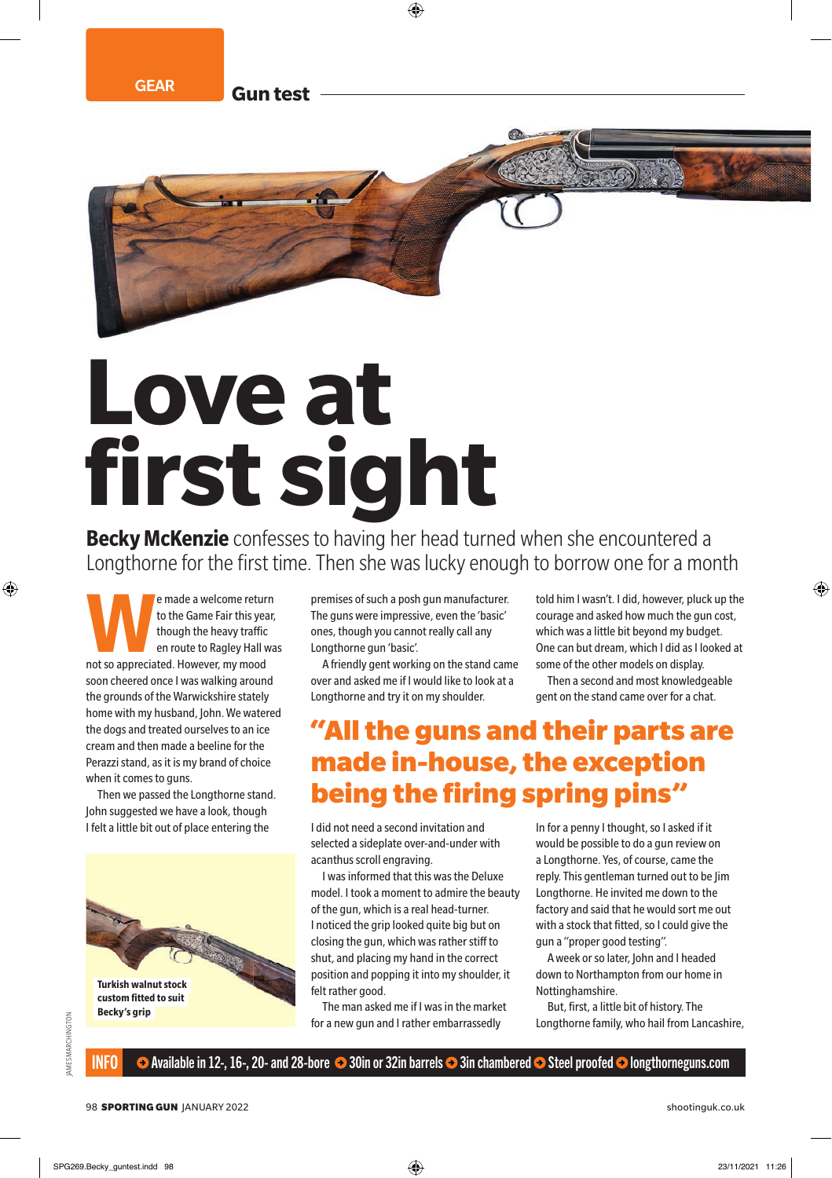GEAR

Gun test

# Love at first sight

**Becky McKenzie** confesses to having her head turned when she encountered a Longthorne for the first time. Then she was lucky enough to borrow one for a month

We made a welcome return to the Game Fair this year, though the heavy traffic en route to Ragley Hall was not so appreciated. However, my mood soon cheered once I was walking around the grounds of the Warwickshire stately home with my husband, John. We watered the dogs and treated ourselves to ice cream and then made a beeline for the Perazzi stand, as it is my brand of choice when it comes to guns.

Then we passed the Longthorne stand. John suggested we have a look, though I felt a little bit out of place entering the premises of such a posh gun manufacturer. The guns were impressive, even the 'basic' ones, though you cannot really call any Longthorne gun 'basic'.

A friendly gent working on the stand came over and asked me if I would like to look at a Longthorne and try it on my shoulder. I did not need a second invitation and selected a sideplate over-and-under with acanthus scroll engraving.

I was informed that this was the Deluxe model. I took a moment to admire the beauty of the gun, which is a real head-turner. I noticed the grip looked quite big but on closing the gun, which was rather stiff to shut, and placing my hand in the correct position and popping it into my shoulder, it felt rather good.

The man asked me if I was in the market for a new gun and I rather embarrassedly told him I wasn't. I did, however, pluck up the courage and asked how much the gun cost, which was a little bit beyond my budget. One can but dream, which I did as I looked at some of the other models on display.

Then a second and most knowledgeable gent on the stand came over for a chat.

> "All the guns and their parts are made in-house, the exception being the firing spring pins"

In for a penny I thought, so I asked if it would be possible to do a gun review on a Longthorne. Yes, of course, came the reply. This gentleman turned out to be Jim Longthorne. He invited me down to the factory and said that he would sort me out with a stock that fitted, so I could give the gun a "proper good testing".

A week or so later, John and I headed down to Northampton from our home in Nottinghamshire.

But, first, a little bit of history. The Longthorne family, who hail from Lancashire,

Turkish walnut stock custom fitted to suit Becky's grip

JAMES MARCHINGTON

**INFO** ➜ Available in 12-, 16-, 20- and 28-bore ➜ 30in or 32in barrels ➜ 3in chambered ➜ Steel proofed ➜ longthorneguns.com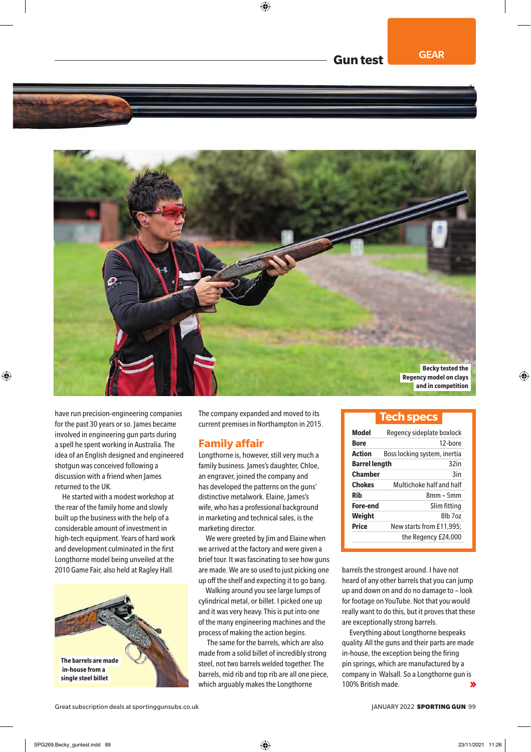Becky tested the Regency model on clays and in competition

have run precision-engineering companies for the past 30 years or so. James became involved in engineering gun parts during a spell he spent working in Australia. The idea of an English designed and engineered shotgun was conceived following a discussion with a friend when James returned to the UK.

He started with a modest workshop at the rear of the family home and slowly built up the business with the help of a considerable amount of investment in high-tech equipment. Years of hard work and development culminated in the first Longthorne model being unveiled at the 2010 Game Fair, also held at Ragley Hall.

The barrels are made in-house from a single steel billet

The company expanded and moved to its current premises in Northampton in 2015.

## Family affair

Longthorne is, however, still very much a family business. James's daughter, Chloe, an engraver, joined the company and has developed the patterns on the guns' distinctive metalwork. Elaine, James's wife, who has a professional background in marketing and technical sales, is the marketing director.

We were greeted by Jim and Elaine when we arrived at the factory and were given a brief tour. It was fascinating to see how guns are made. We are so used to just picking one up off the shelf and expecting it to go bang.

Walking around you see large lumps of cylindrical metal, or billet. I picked one up and it was very heavy. This is put into one of the many engineering machines and the process of making the action begins.

The same for the barrels, which are also made from a solid billet of incredibly strong steel, not two barrels welded together. The barrels, mid rib and top rib are all one piece, which arguably makes the Longthorne barrels the strongest around. I have not heard of any other barrels that you can jump up and down on and do no damage to – look for footage on YouTube. Not that you would really want to do this, but it proves that these are exceptionally strong barrels.

Everything about Longthorne bespeaks quality. All the guns and their parts are made in-house, the exception being the firing pin springs, which are manufactured by a company in Walsall. So a Longthorne gun is 100% British made.

## Tech specs

| | |
|---|---|
| **Model** | Regency sideplate boxlock |
| **Bore** | 12-bore |
| **Action** | Boss locking system, inertia |
| **Barrel length** | 32in |
| **Chamber** | 3in |
| **Chokes** | Multichoke half and half |
| **Rib** | 8mm – 5mm |
| **Fore-end** | Slim fitting |
| **Weight** | 8lb 7oz |
| **Price** | New starts from £11,995; the Regency £24,000 |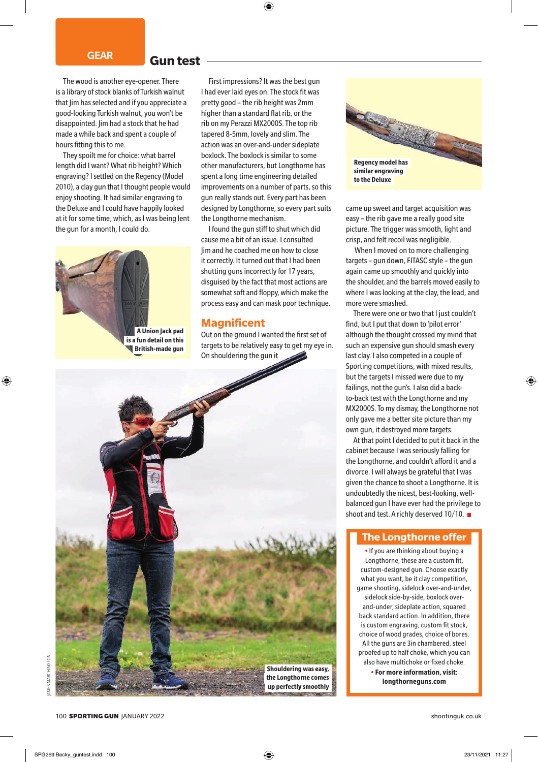The wood is another eye-opener. There is a library of stock blanks of Turkish walnut that Jim has selected and if you appreciate a good-looking Turkish walnut, you won't be disappointed. Jim had a stock that he had made a while back and spent a couple of hours fitting this to me.

They spoilt me for choice: what barrel length did I want? What rib height? Which engraving? I settled on the Regency (Model 2010), a clay gun that I thought people would enjoy shooting. It had similar engraving to the Deluxe and I could have happily looked at it for some time, which, as I was being lent the gun for a month, I could do.

A Union Jack pad is a fun detail on this British-made gun

First impressions? It was the best gun I had ever laid eyes on. The stock fit was pretty good – the rib height was 2mm higher than a standard flat rib, or the rib on my Perazzi MX2000S. The top rib tapered 8-5mm, lovely and slim. The action was an over-and-under sideplate boxlock. The boxlock is similar to some other manufacturers, but Longthorne has spent a long time engineering detailed improvements on a number of parts, so this gun really stands out. Every part has been designed by Longthorne, so every part suits the Longthorne mechanism.

I found the gun stiff to shut which did cause me a bit of an issue. I consulted Jim and he coached me on how to close it correctly. It turned out that I had been shutting guns incorrectly for 17 years, disguised by the fact that most actions are somewhat soft and floppy, which make the process easy and can mask poor technique.

## Magnificent

Out on the ground I wanted the first set of targets to be relatively easy to get my eye in. On shouldering the gun it came up sweet and target acquisition was easy – the rib gave me a really good site picture. The trigger was smooth, light and crisp, and felt recoil was negligible.

When I moved on to more challenging targets – gun down, FITASC style – the gun again came up smoothly and quickly into the shoulder, and the barrels moved easily to where I was looking at the clay, the lead, and more were smashed.

There were one or two that I just couldn't find, but I put that down to 'pilot error' although the thought crossed my mind that such an expensive gun should smash every last clay. I also competed in a couple of Sporting competitions, with mixed results, but the targets I missed were due to my failings, not the gun's. I also did a back-to-back test with the Longthorne and my MX2000S. To my dismay, the Longthorne not only gave me a better site picture than my own gun, it destroyed more targets.

At that point I decided to put it back in the cabinet because I was seriously falling for the Longthorne, and couldn't afford it and a divorce. I will always be grateful that I was given the chance to shoot a Longthorne. It is undoubtedly the nicest, best-looking, well-balanced gun I have ever had the privilege to shoot and test. A richly deserved 10/10. ■

Regency model has similar engraving to the Deluxe

Shouldering was easy, the Longthorne comes up perfectly smoothly

JAMES MARCHINGTON

## The Longthorne offer

• If you are thinking about buying a Longthorne, these are a custom fit, custom-designed gun. Choose exactly what you want, be it clay competition, game shooting, sidelock over-and-under, sidelock side-by-side, boxlock over-and-under, sideplate action, squared back standard action. In addition, there is custom engraving, custom fit stock, choice of wood grades, choice of bores. All the guns are 3in chambered, steel proofed up to half choke, which you can also have multichoke or fixed choke.

• **For more information, visit: longthorneguns.com**